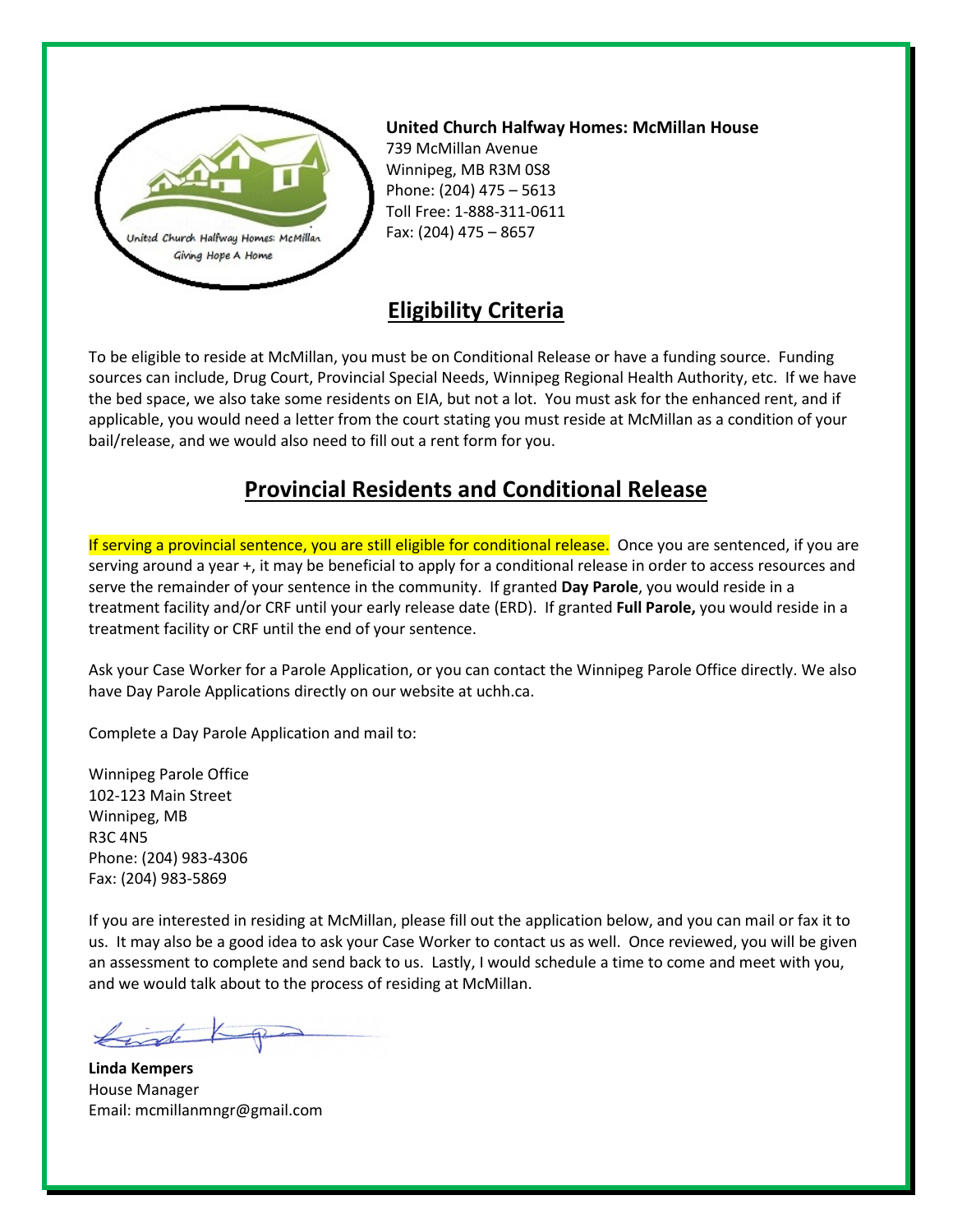**United Church Halfway Homes: McMillan House**
739 McMillan Avenue
Winnipeg, MB R3M 0S8
Phone: (204) 475 – 5613
Toll Free: 1-888-311-0611
Fax: (204) 475 – 8657

## Eligibility Criteria

To be eligible to reside at McMillan, you must be on Conditional Release or have a funding source. Funding sources can include, Drug Court, Provincial Special Needs, Winnipeg Regional Health Authority, etc. If we have the bed space, we also take some residents on EIA, but not a lot. You must ask for the enhanced rent, and if applicable, you would need a letter from the court stating you must reside at McMillan as a condition of your bail/release, and we would also need to fill out a rent form for you.

## Provincial Residents and Conditional Release

If serving a provincial sentence, you are still eligible for conditional release. Once you are sentenced, if you are serving around a year +, it may be beneficial to apply for a conditional release in order to access resources and serve the remainder of your sentence in the community. If granted **Day Parole**, you would reside in a treatment facility and/or CRF until your early release date (ERD). If granted **Full Parole,** you would reside in a treatment facility or CRF until the end of your sentence.

Ask your Case Worker for a Parole Application, or you can contact the Winnipeg Parole Office directly. We also have Day Parole Applications directly on our website at uchh.ca.

Complete a Day Parole Application and mail to:

Winnipeg Parole Office
102-123 Main Street
Winnipeg, MB
R3C 4N5
Phone: (204) 983-4306
Fax: (204) 983-5869

If you are interested in residing at McMillan, please fill out the application below, and you can mail or fax it to us. It may also be a good idea to ask your Case Worker to contact us as well. Once reviewed, you will be given an assessment to complete and send back to us. Lastly, I would schedule a time to come and meet with you, and we would talk about to the process of residing at McMillan.

**Linda Kempers**
House Manager
Email: mcmillanmngr@gmail.com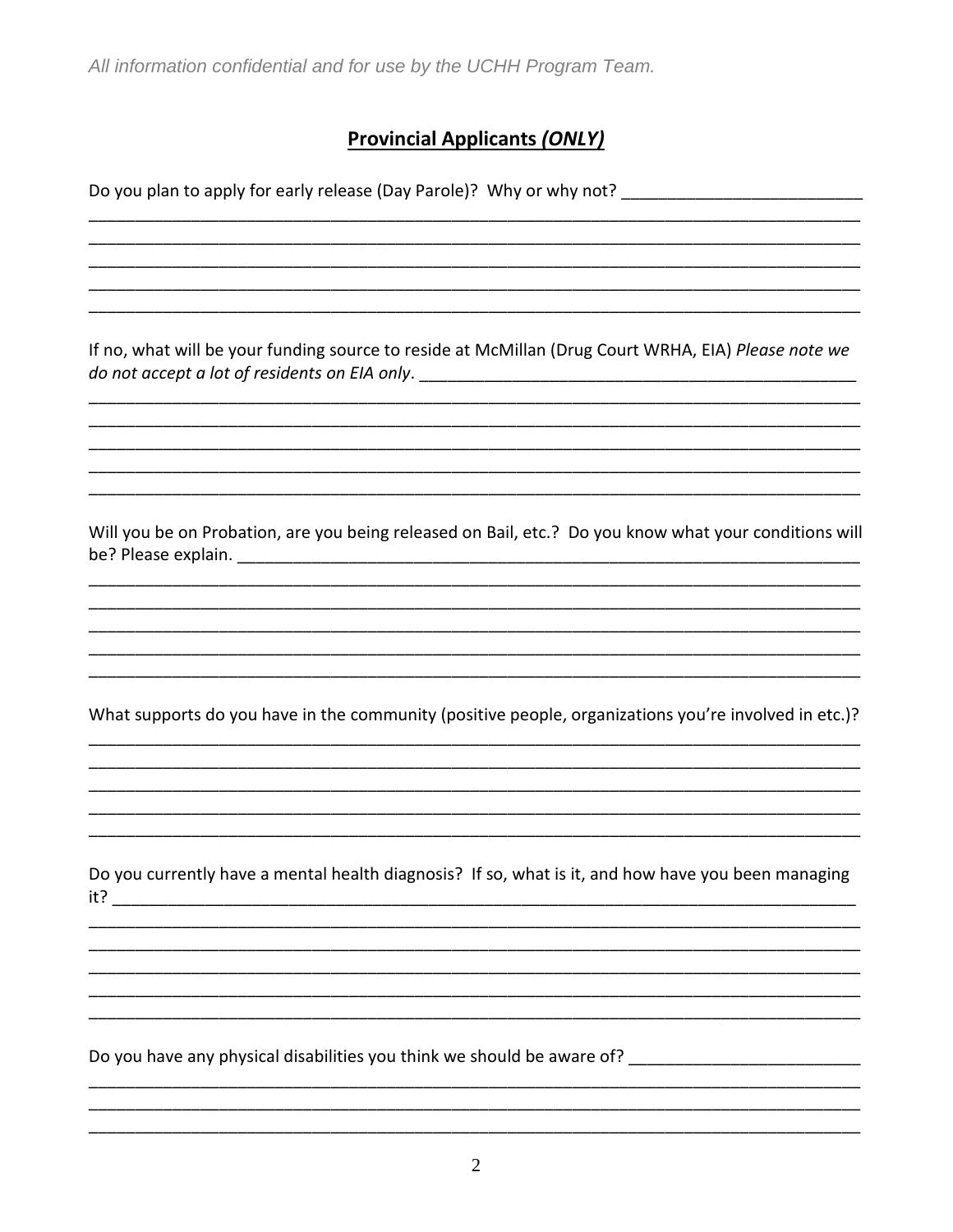*All information confidential and for use by the UCHH Program Team.*

## **Provincial Applicants *(ONLY)***

Do you plan to apply for early release (Day Parole)? Why or why not? _________________________

If no, what will be your funding source to reside at McMillan (Drug Court WRHA, EIA) *Please note we do not accept a lot of residents on EIA only*. _________________________

Will you be on Probation, are you being released on Bail, etc.? Do you know what your conditions will be? Please explain. _________________________

What supports do you have in the community (positive people, organizations you're involved in etc.)?

Do you currently have a mental health diagnosis? If so, what is it, and how have you been managing it? _________________________

Do you have any physical disabilities you think we should be aware of? _________________________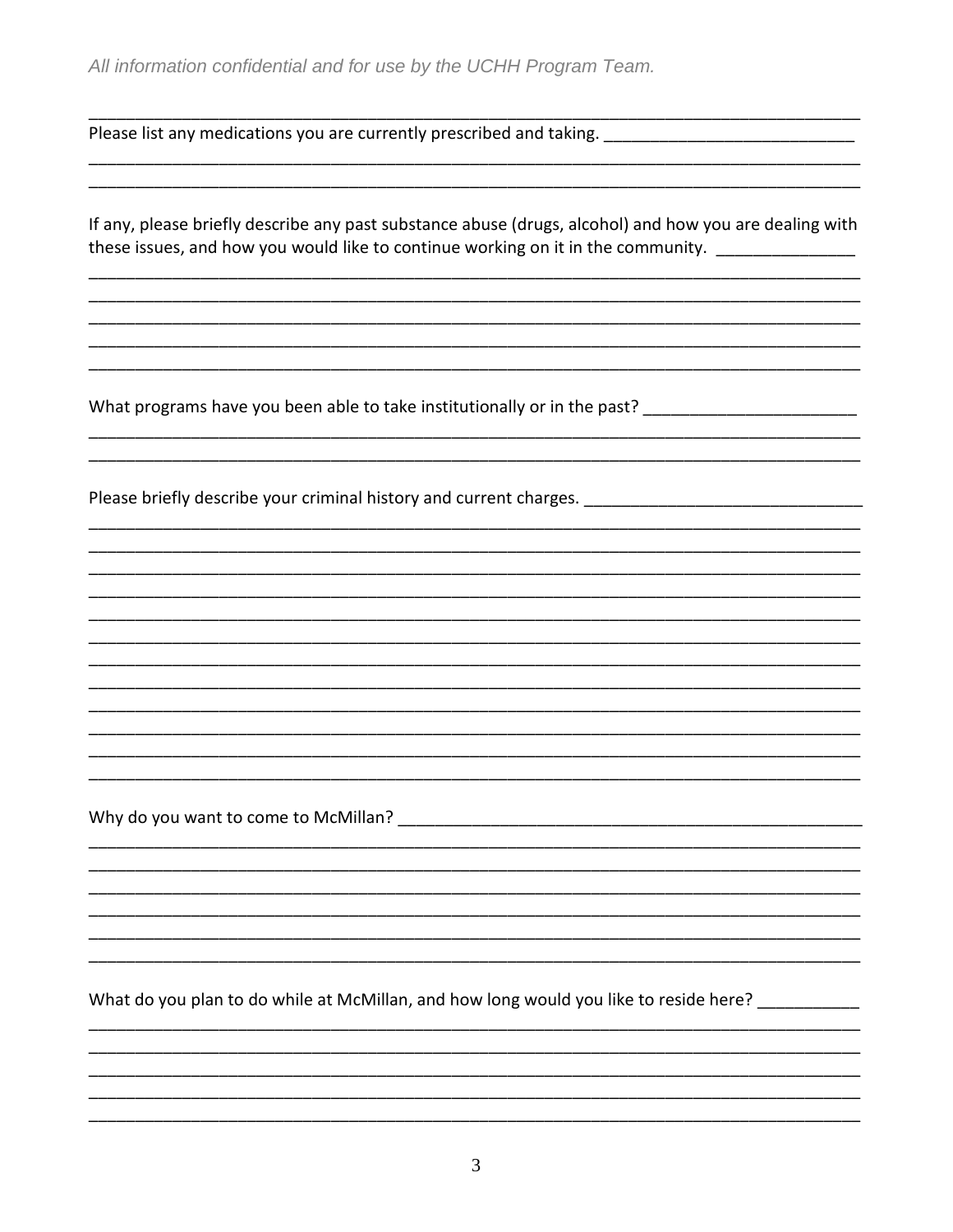*All information confidential and for use by the UCHH Program Team.*

_______________________________________________________________________________

Please list any medications you are currently prescribed and taking. ___________________________

_______________________________________________________________________________

_______________________________________________________________________________

If any, please briefly describe any past substance abuse (drugs, alcohol) and how you are dealing with these issues, and how you would like to continue working on it in the community. _______________

_______________________________________________________________________________

_______________________________________________________________________________

_______________________________________________________________________________

_______________________________________________________________________________

_______________________________________________________________________________

What programs have you been able to take institutionally or in the past? _______________________

_______________________________________________________________________________

_______________________________________________________________________________

Please briefly describe your criminal history and current charges. ______________________________

_______________________________________________________________________________

_______________________________________________________________________________

_______________________________________________________________________________

_______________________________________________________________________________

_______________________________________________________________________________

_______________________________________________________________________________

_______________________________________________________________________________

_______________________________________________________________________________

_______________________________________________________________________________

_______________________________________________________________________________

_______________________________________________________________________________

_______________________________________________________________________________

Why do you want to come to McMillan? _____________________________________________________

_______________________________________________________________________________

_______________________________________________________________________________

_______________________________________________________________________________

_______________________________________________________________________________

_______________________________________________________________________________

_______________________________________________________________________________

What do you plan to do while at McMillan, and how long would you like to reside here? ___________

_______________________________________________________________________________

_______________________________________________________________________________

_______________________________________________________________________________

_______________________________________________________________________________

_______________________________________________________________________________